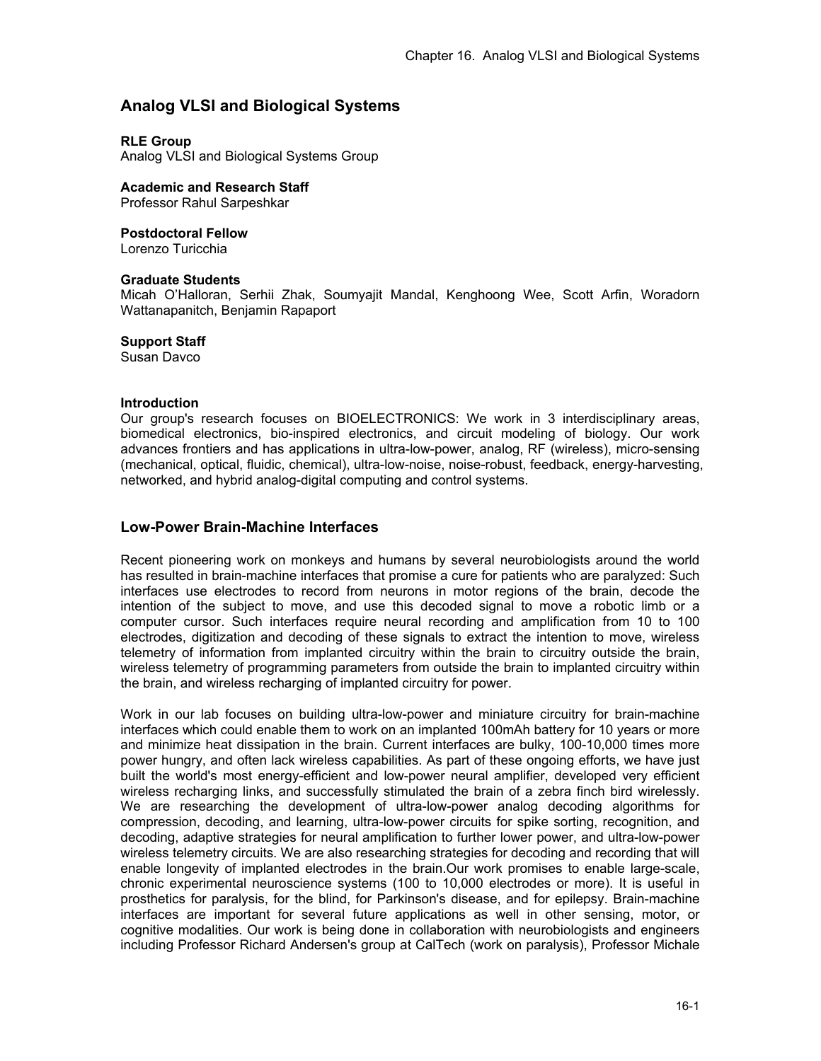# Analog VLSI and Biological Systems

**RLE Group**
Analog VLSI and Biological Systems Group

**Academic and Research Staff**
Professor Rahul Sarpeshkar

**Postdoctoral Fellow**
Lorenzo Turicchia

**Graduate Students**
Micah O'Halloran, Serhii Zhak, Soumyajit Mandal, Kenghoong Wee, Scott Arfin, Woradorn Wattanapanitch, Benjamin Rapaport

**Support Staff**
Susan Davco

**Introduction**
Our group's research focuses on BIOELECTRONICS: We work in 3 interdisciplinary areas, biomedical electronics, bio-inspired electronics, and circuit modeling of biology. Our work advances frontiers and has applications in ultra-low-power, analog, RF (wireless), micro-sensing (mechanical, optical, fluidic, chemical), ultra-low-noise, noise-robust, feedback, energy-harvesting, networked, and hybrid analog-digital computing and control systems.

## Low-Power Brain-Machine Interfaces

Recent pioneering work on monkeys and humans by several neurobiologists around the world has resulted in brain-machine interfaces that promise a cure for patients who are paralyzed: Such interfaces use electrodes to record from neurons in motor regions of the brain, decode the intention of the subject to move, and use this decoded signal to move a robotic limb or a computer cursor. Such interfaces require neural recording and amplification from 10 to 100 electrodes, digitization and decoding of these signals to extract the intention to move, wireless telemetry of information from implanted circuitry within the brain to circuitry outside the brain, wireless telemetry of programming parameters from outside the brain to implanted circuitry within the brain, and wireless recharging of implanted circuitry for power.

Work in our lab focuses on building ultra-low-power and miniature circuitry for brain-machine interfaces which could enable them to work on an implanted 100mAh battery for 10 years or more and minimize heat dissipation in the brain. Current interfaces are bulky, 100-10,000 times more power hungry, and often lack wireless capabilities. As part of these ongoing efforts, we have just built the world's most energy-efficient and low-power neural amplifier, developed very efficient wireless recharging links, and successfully stimulated the brain of a zebra finch bird wirelessly. We are researching the development of ultra-low-power analog decoding algorithms for compression, decoding, and learning, ultra-low-power circuits for spike sorting, recognition, and decoding, adaptive strategies for neural amplification to further lower power, and ultra-low-power wireless telemetry circuits. We are also researching strategies for decoding and recording that will enable longevity of implanted electrodes in the brain.Our work promises to enable large-scale, chronic experimental neuroscience systems (100 to 10,000 electrodes or more). It is useful in prosthetics for paralysis, for the blind, for Parkinson's disease, and for epilepsy. Brain-machine interfaces are important for several future applications as well in other sensing, motor, or cognitive modalities. Our work is being done in collaboration with neurobiologists and engineers including Professor Richard Andersen's group at CalTech (work on paralysis), Professor Michale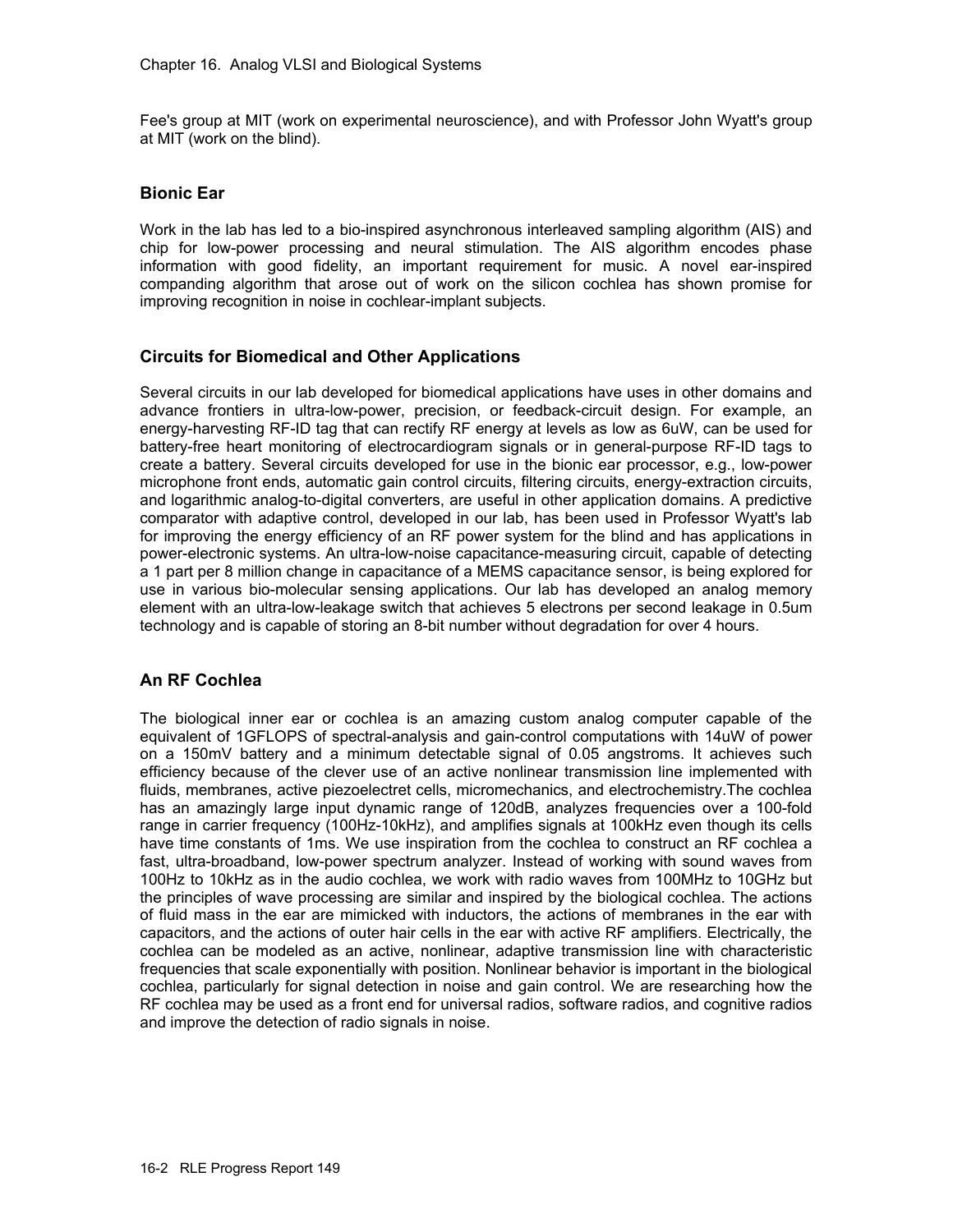Fee's group at MIT (work on experimental neuroscience), and with Professor John Wyatt's group at MIT (work on the blind).

### Bionic Ear

Work in the lab has led to a bio-inspired asynchronous interleaved sampling algorithm (AIS) and chip for low-power processing and neural stimulation. The AIS algorithm encodes phase information with good fidelity, an important requirement for music. A novel ear-inspired companding algorithm that arose out of work on the silicon cochlea has shown promise for improving recognition in noise in cochlear-implant subjects.

### Circuits for Biomedical and Other Applications

Several circuits in our lab developed for biomedical applications have uses in other domains and advance frontiers in ultra-low-power, precision, or feedback-circuit design. For example, an energy-harvesting RF-ID tag that can rectify RF energy at levels as low as 6uW, can be used for battery-free heart monitoring of electrocardiogram signals or in general-purpose RF-ID tags to create a battery. Several circuits developed for use in the bionic ear processor, e.g., low-power microphone front ends, automatic gain control circuits, filtering circuits, energy-extraction circuits, and logarithmic analog-to-digital converters, are useful in other application domains. A predictive comparator with adaptive control, developed in our lab, has been used in Professor Wyatt's lab for improving the energy efficiency of an RF power system for the blind and has applications in power-electronic systems. An ultra-low-noise capacitance-measuring circuit, capable of detecting a 1 part per 8 million change in capacitance of a MEMS capacitance sensor, is being explored for use in various bio-molecular sensing applications. Our lab has developed an analog memory element with an ultra-low-leakage switch that achieves 5 electrons per second leakage in 0.5um technology and is capable of storing an 8-bit number without degradation for over 4 hours.

### An RF Cochlea

The biological inner ear or cochlea is an amazing custom analog computer capable of the equivalent of 1GFLOPS of spectral-analysis and gain-control computations with 14uW of power on a 150mV battery and a minimum detectable signal of 0.05 angstroms. It achieves such efficiency because of the clever use of an active nonlinear transmission line implemented with fluids, membranes, active piezoelectret cells, micromechanics, and electrochemistry.The cochlea has an amazingly large input dynamic range of 120dB, analyzes frequencies over a 100-fold range in carrier frequency (100Hz-10kHz), and amplifies signals at 100kHz even though its cells have time constants of 1ms. We use inspiration from the cochlea to construct an RF cochlea a fast, ultra-broadband, low-power spectrum analyzer. Instead of working with sound waves from 100Hz to 10kHz as in the audio cochlea, we work with radio waves from 100MHz to 10GHz but the principles of wave processing are similar and inspired by the biological cochlea. The actions of fluid mass in the ear are mimicked with inductors, the actions of membranes in the ear with capacitors, and the actions of outer hair cells in the ear with active RF amplifiers. Electrically, the cochlea can be modeled as an active, nonlinear, adaptive transmission line with characteristic frequencies that scale exponentially with position. Nonlinear behavior is important in the biological cochlea, particularly for signal detection in noise and gain control. We are researching how the RF cochlea may be used as a front end for universal radios, software radios, and cognitive radios and improve the detection of radio signals in noise.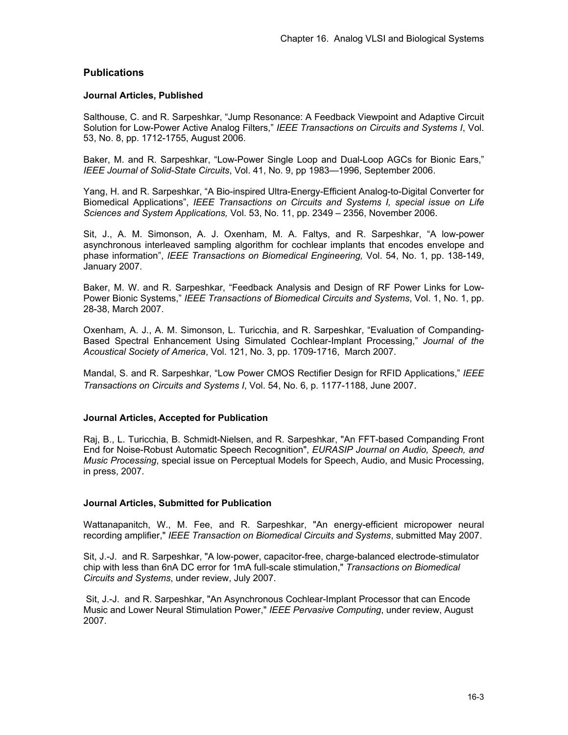## Publications

### Journal Articles, Published

Salthouse, C. and R. Sarpeshkar, “Jump Resonance: A Feedback Viewpoint and Adaptive Circuit Solution for Low-Power Active Analog Filters,” *IEEE Transactions on Circuits and Systems I*, Vol. 53, No. 8, pp. 1712-1755, August 2006.

Baker, M. and R. Sarpeshkar, “Low-Power Single Loop and Dual-Loop AGCs for Bionic Ears,” *IEEE Journal of Solid-State Circuits*, Vol. 41, No. 9, pp 1983—1996, September 2006.

Yang, H. and R. Sarpeshkar, “A Bio-inspired Ultra-Energy-Efficient Analog-to-Digital Converter for Biomedical Applications”, *IEEE Transactions on Circuits and Systems I, special issue on Life Sciences and System Applications,* Vol. 53, No. 11, pp. 2349 – 2356, November 2006.

Sit, J., A. M. Simonson, A. J. Oxenham, M. A. Faltys, and R. Sarpeshkar, “A low-power asynchronous interleaved sampling algorithm for cochlear implants that encodes envelope and phase information”, *IEEE Transactions on Biomedical Engineering,* Vol. 54, No. 1, pp. 138-149, January 2007.

Baker, M. W. and R. Sarpeshkar, “Feedback Analysis and Design of RF Power Links for Low-Power Bionic Systems,” *IEEE Transactions of Biomedical Circuits and Systems*, Vol. 1, No. 1, pp. 28-38, March 2007.

Oxenham, A. J., A. M. Simonson, L. Turicchia, and R. Sarpeshkar, “Evaluation of Companding-Based Spectral Enhancement Using Simulated Cochlear-Implant Processing,” *Journal of the Acoustical Society of America*, Vol. 121, No. 3, pp. 1709-1716, March 2007.

Mandal, S. and R. Sarpeshkar, “Low Power CMOS Rectifier Design for RFID Applications,” *IEEE Transactions on Circuits and Systems I*, Vol. 54, No. 6, p. 1177-1188, June 2007.

### Journal Articles, Accepted for Publication

Raj, B., L. Turicchia, B. Schmidt-Nielsen, and R. Sarpeshkar, "An FFT-based Companding Front End for Noise-Robust Automatic Speech Recognition", *EURASIP Journal on Audio, Speech, and Music Processing*, special issue on Perceptual Models for Speech, Audio, and Music Processing, in press, 2007.

### Journal Articles, Submitted for Publication

Wattanapanitch, W., M. Fee, and R. Sarpeshkar, "An energy-efficient micropower neural recording amplifier," *IEEE Transaction on Biomedical Circuits and Systems*, submitted May 2007.

Sit, J.-J. and R. Sarpeshkar, "A low-power, capacitor-free, charge-balanced electrode-stimulator chip with less than 6nA DC error for 1mA full-scale stimulation," *Transactions on Biomedical Circuits and Systems*, under review, July 2007.

Sit, J.-J. and R. Sarpeshkar, "An Asynchronous Cochlear-Implant Processor that can Encode Music and Lower Neural Stimulation Power," *IEEE Pervasive Computing*, under review, August 2007.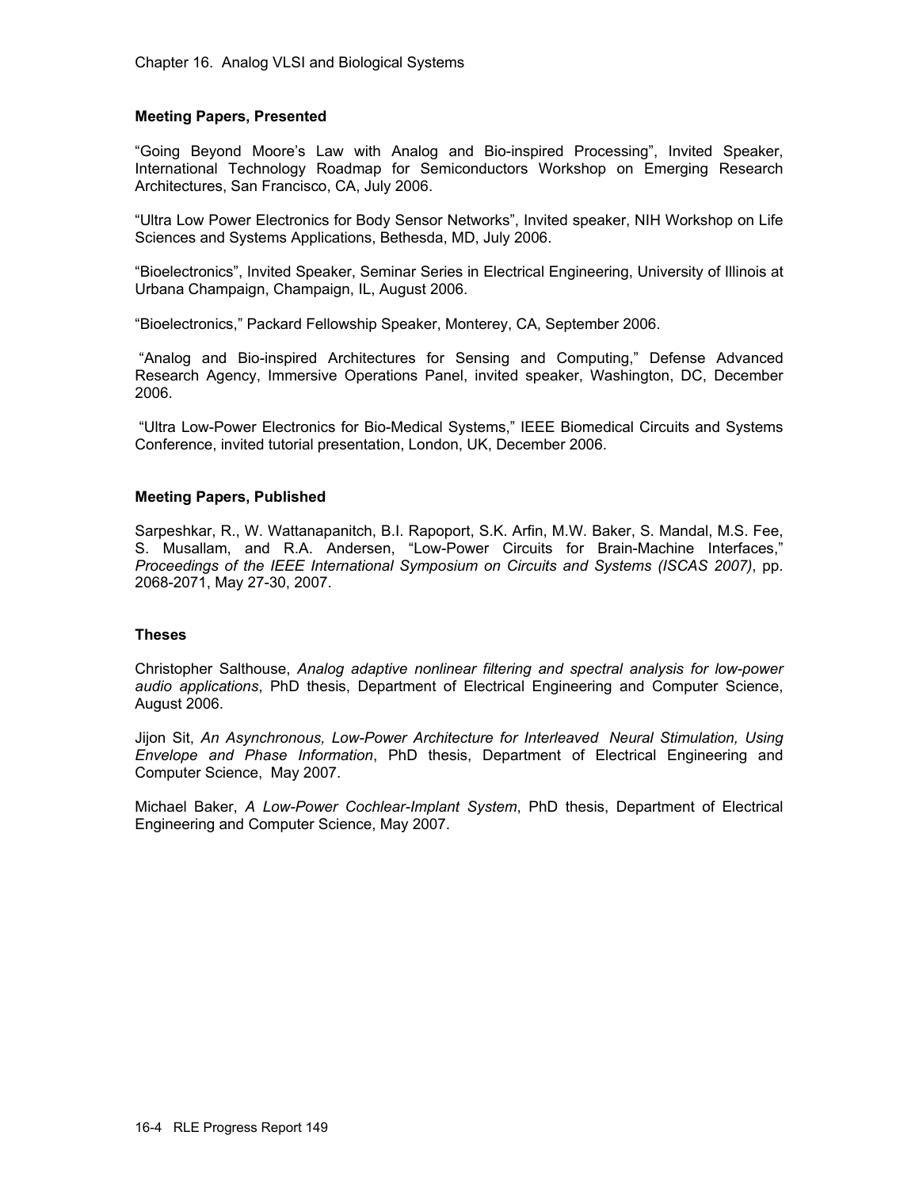#### Meeting Papers, Presented

"Going Beyond Moore's Law with Analog and Bio-inspired Processing", Invited Speaker, International Technology Roadmap for Semiconductors Workshop on Emerging Research Architectures, San Francisco, CA, July 2006.

"Ultra Low Power Electronics for Body Sensor Networks", Invited speaker, NIH Workshop on Life Sciences and Systems Applications, Bethesda, MD, July 2006.

"Bioelectronics", Invited Speaker, Seminar Series in Electrical Engineering, University of Illinois at Urbana Champaign, Champaign, IL, August 2006.

"Bioelectronics," Packard Fellowship Speaker, Monterey, CA, September 2006.

"Analog and Bio-inspired Architectures for Sensing and Computing," Defense Advanced Research Agency, Immersive Operations Panel, invited speaker, Washington, DC, December 2006.

"Ultra Low-Power Electronics for Bio-Medical Systems," IEEE Biomedical Circuits and Systems Conference, invited tutorial presentation, London, UK, December 2006.

#### Meeting Papers, Published

Sarpeshkar, R., W. Wattanapanitch, B.I. Rapoport, S.K. Arfin, M.W. Baker, S. Mandal, M.S. Fee, S. Musallam, and R.A. Andersen, "Low-Power Circuits for Brain-Machine Interfaces," *Proceedings of the IEEE International Symposium on Circuits and Systems (ISCAS 2007)*, pp. 2068-2071, May 27-30, 2007.

#### Theses

Christopher Salthouse, *Analog adaptive nonlinear filtering and spectral analysis for low-power audio applications*, PhD thesis, Department of Electrical Engineering and Computer Science, August 2006.

Jijon Sit, *An Asynchronous, Low-Power Architecture for Interleaved Neural Stimulation, Using Envelope and Phase Information*, PhD thesis, Department of Electrical Engineering and Computer Science, May 2007.

Michael Baker, *A Low-Power Cochlear-Implant System*, PhD thesis, Department of Electrical Engineering and Computer Science, May 2007.